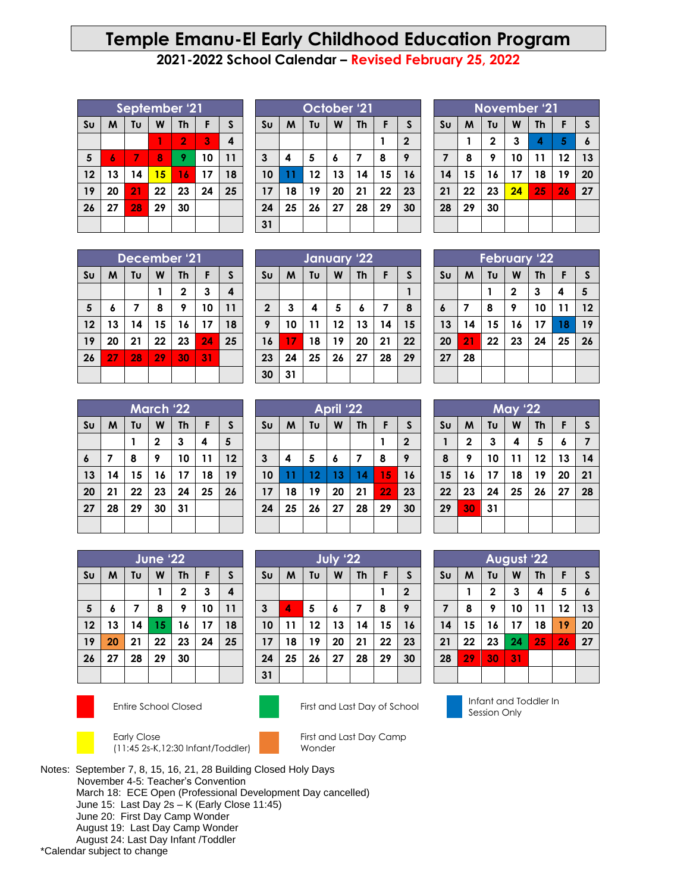# Temple Emanu-El Early Childhood Education Program

## 2021-2022 School Calendar – Revised February 25, 2022

### September '21

| Su | M | Tu | W | Th | F | S |
|---|---|---|---|---|---|---|
| | | | 1 | 2 | 3 | 4 |
| 5 | 6 | 7 | 8 | 9 | 10 | 11 |
| 12 | 13 | 14 | 15 | 16 | 17 | 18 |
| 19 | 20 | 21 | 22 | 23 | 24 | 25 |
| 26 | 27 | 28 | 29 | 30 | | |

### October '21

| Su | M | Tu | W | Th | F | S |
|---|---|---|---|---|---|---|
| | | | | | 1 | 2 |
| 3 | 4 | 5 | 6 | 7 | 8 | 9 |
| 10 | 11 | 12 | 13 | 14 | 15 | 16 |
| 17 | 18 | 19 | 20 | 21 | 22 | 23 |
| 24 | 25 | 26 | 27 | 28 | 29 | 30 |
| 31 | | | | | | |

### November '21

| Su | M | Tu | W | Th | F | S |
|---|---|---|---|---|---|---|
| | 1 | 2 | 3 | 4 | 5 | 6 |
| 7 | 8 | 9 | 10 | 11 | 12 | 13 |
| 14 | 15 | 16 | 17 | 18 | 19 | 20 |
| 21 | 22 | 23 | 24 | 25 | 26 | 27 |
| 28 | 29 | 30 | | | | |

### December '21

| Su | M | Tu | W | Th | F | S |
|---|---|---|---|---|---|---|
| | | | 1 | 2 | 3 | 4 |
| 5 | 6 | 7 | 8 | 9 | 10 | 11 |
| 12 | 13 | 14 | 15 | 16 | 17 | 18 |
| 19 | 20 | 21 | 22 | 23 | 24 | 25 |
| 26 | 27 | 28 | 29 | 30 | 31 | |

### January '22

| Su | M | Tu | W | Th | F | S |
|---|---|---|---|---|---|---|
| | | | | | | 1 |
| 2 | 3 | 4 | 5 | 6 | 7 | 8 |
| 9 | 10 | 11 | 12 | 13 | 14 | 15 |
| 16 | 17 | 18 | 19 | 20 | 21 | 22 |
| 23 | 24 | 25 | 26 | 27 | 28 | 29 |
| 30 | 31 | | | | | |

### February '22

| Su | M | Tu | W | Th | F | S |
|---|---|---|---|---|---|---|
| | | 1 | 2 | 3 | 4 | 5 |
| 6 | 7 | 8 | 9 | 10 | 11 | 12 |
| 13 | 14 | 15 | 16 | 17 | 18 | 19 |
| 20 | 21 | 22 | 23 | 24 | 25 | 26 |
| 27 | 28 | | | | | |

### March '22

| Su | M | Tu | W | Th | F | S |
|---|---|---|---|---|---|---|
| | | 1 | 2 | 3 | 4 | 5 |
| 6 | 7 | 8 | 9 | 10 | 11 | 12 |
| 13 | 14 | 15 | 16 | 17 | 18 | 19 |
| 20 | 21 | 22 | 23 | 24 | 25 | 26 |
| 27 | 28 | 29 | 30 | 31 | | |

### April '22

| Su | M | Tu | W | Th | F | S |
|---|---|---|---|---|---|---|
| | | | | | 1 | 2 |
| 3 | 4 | 5 | 6 | 7 | 8 | 9 |
| 10 | 11 | 12 | 13 | 14 | 15 | 16 |
| 17 | 18 | 19 | 20 | 21 | 22 | 23 |
| 24 | 25 | 26 | 27 | 28 | 29 | 30 |

### May '22

| Su | M | Tu | W | Th | F | S |
|---|---|---|---|---|---|---|
| 1 | 2 | 3 | 4 | 5 | 6 | 7 |
| 8 | 9 | 10 | 11 | 12 | 13 | 14 |
| 15 | 16 | 17 | 18 | 19 | 20 | 21 |
| 22 | 23 | 24 | 25 | 26 | 27 | 28 |
| 29 | 30 | 31 | | | | |

### June '22

| Su | M | Tu | W | Th | F | S |
|---|---|---|---|---|---|---|
| | | | 1 | 2 | 3 | 4 |
| 5 | 6 | 7 | 8 | 9 | 10 | 11 |
| 12 | 13 | 14 | 15 | 16 | 17 | 18 |
| 19 | 20 | 21 | 22 | 23 | 24 | 25 |
| 26 | 27 | 28 | 29 | 30 | | |

### July '22

| Su | M | Tu | W | Th | F | S |
|---|---|---|---|---|---|---|
| | | | | | 1 | 2 |
| 3 | 4 | 5 | 6 | 7 | 8 | 9 |
| 10 | 11 | 12 | 13 | 14 | 15 | 16 |
| 17 | 18 | 19 | 20 | 21 | 22 | 23 |
| 24 | 25 | 26 | 27 | 28 | 29 | 30 |
| 31 | | | | | | |

### August '22

| Su | M | Tu | W | Th | F | S |
|---|---|---|---|---|---|---|
| | 1 | 2 | 3 | 4 | 5 | 6 |
| 7 | 8 | 9 | 10 | 11 | 12 | 13 |
| 14 | 15 | 16 | 17 | 18 | 19 | 20 |
| 21 | 22 | 23 | 24 | 25 | 26 | 27 |
| 28 | 29 | 30 | 31 | | | |

Entire School Closed

First and Last Day of School

Infant and Toddler In Session Only

Early Close (11:45 2s-K,12:30 Infant/Toddler)

First and Last Day Camp Wonder

Notes: September 7, 8, 15, 16, 21, 28 Building Closed Holy Days
November 4-5: Teacher's Convention
March 18: ECE Open (Professional Development Day cancelled)
June 15: Last Day 2s – K (Early Close 11:45)
June 20: First Day Camp Wonder
August 19: Last Day Camp Wonder
August 24: Last Day Infant /Toddler

*Calendar subject to change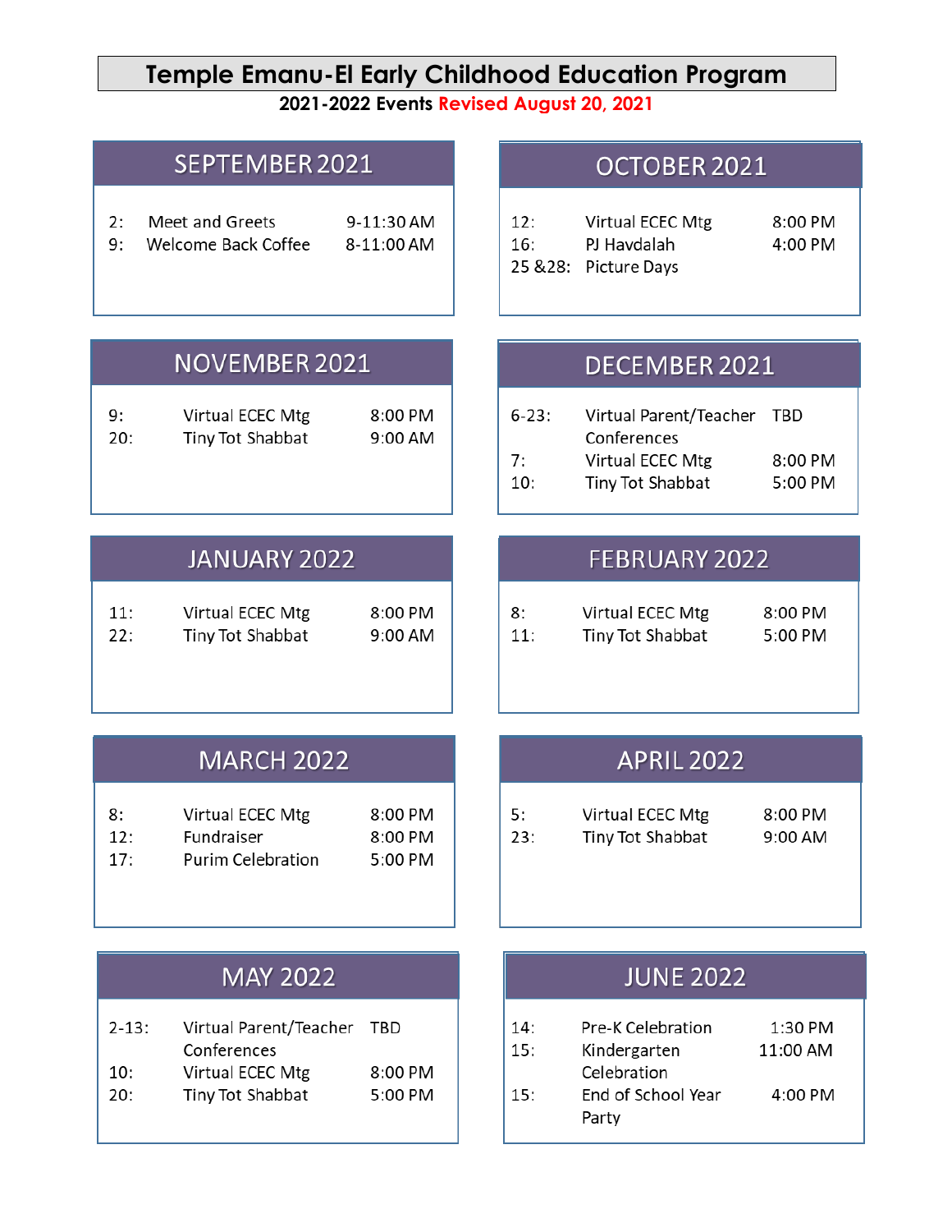# Temple Emanu-El Early Childhood Education Program

**2021-2022 Events Revised August 20, 2021**

## SEPTEMBER 2021

| | | |
|---|---|---|
| 2: | Meet and Greets | 9-11:30 AM |
| 9: | Welcome Back Coffee | 8-11:00 AM |

## OCTOBER 2021

| | | |
|---|---|---|
| 12: | Virtual ECEC Mtg | 8:00 PM |
| 16: | PJ Havdalah | 4:00 PM |
| 25 &28: | Picture Days | |

## NOVEMBER 2021

| | | |
|---|---|---|
| 9: | Virtual ECEC Mtg | 8:00 PM |
| 20: | Tiny Tot Shabbat | 9:00 AM |

## DECEMBER 2021

| | | |
|---|---|---|
| 6-23: | Virtual Parent/Teacher Conferences | TBD |
| 7: | Virtual ECEC Mtg | 8:00 PM |
| 10: | Tiny Tot Shabbat | 5:00 PM |

## JANUARY 2022

| | | |
|---|---|---|
| 11: | Virtual ECEC Mtg | 8:00 PM |
| 22: | Tiny Tot Shabbat | 9:00 AM |

## FEBRUARY 2022

| | | |
|---|---|---|
| 8: | Virtual ECEC Mtg | 8:00 PM |
| 11: | Tiny Tot Shabbat | 5:00 PM |

## MARCH 2022

| | | |
|---|---|---|
| 8: | Virtual ECEC Mtg | 8:00 PM |
| 12: | Fundraiser | 8:00 PM |
| 17: | Purim Celebration | 5:00 PM |

## APRIL 2022

| | | |
|---|---|---|
| 5: | Virtual ECEC Mtg | 8:00 PM |
| 23: | Tiny Tot Shabbat | 9:00 AM |

## MAY 2022

| | | |
|---|---|---|
| 2-13: | Virtual Parent/Teacher Conferences | TBD |
| 10: | Virtual ECEC Mtg | 8:00 PM |
| 20: | Tiny Tot Shabbat | 5:00 PM |

## JUNE 2022

| | | |
|---|---|---|
| 14: | Pre-K Celebration | 1:30 PM |
| 15: | Kindergarten Celebration | 11:00 AM |
| 15: | End of School Year Party | 4:00 PM |